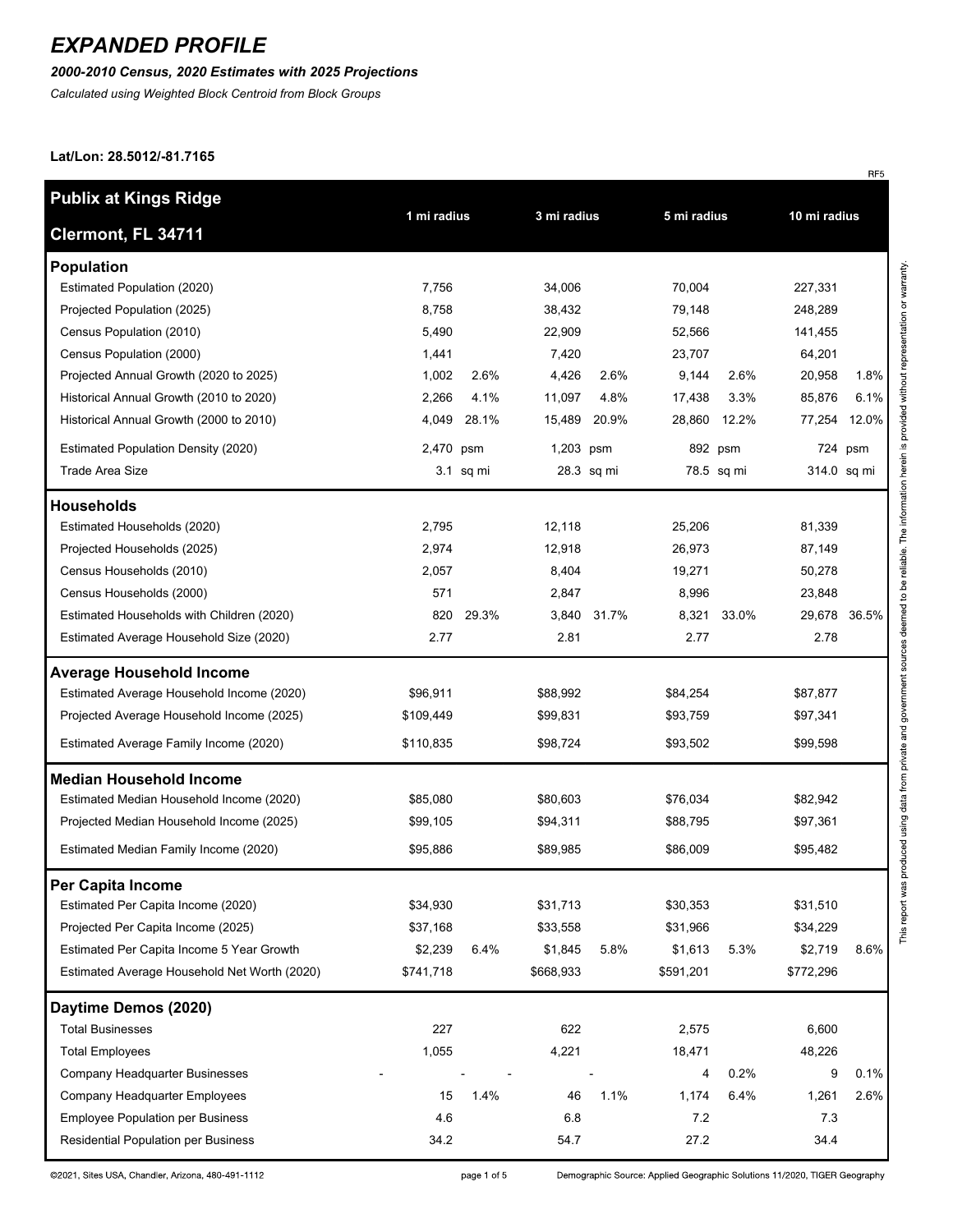# EXPANDED PROFILE

***2000-2010 Census, 2020 Estimates with 2025 Projections***

*Calculated using Weighted Block Centroid from Block Groups*

**Lat/Lon: 28.5012/-81.7165**

RF5

| **Publix at Kings Ridge**<br>**Clermont, FL 34711** | 1 mi radius | | 3 mi radius | | 5 mi radius | | 10 mi radius | |
|---|---|---|---|---|---|---|---|---|
| **Population** | | | | | | | | |
| Estimated Population (2020) | 7,756 | | 34,006 | | 70,004 | | 227,331 | |
| Projected Population (2025) | 8,758 | | 38,432 | | 79,148 | | 248,289 | |
| Census Population (2010) | 5,490 | | 22,909 | | 52,566 | | 141,455 | |
| Census Population (2000) | 1,441 | | 7,420 | | 23,707 | | 64,201 | |
| Projected Annual Growth (2020 to 2025) | 1,002 | 2.6% | 4,426 | 2.6% | 9,144 | 2.6% | 20,958 | 1.8% |
| Historical Annual Growth (2010 to 2020) | 2,266 | 4.1% | 11,097 | 4.8% | 17,438 | 3.3% | 85,876 | 6.1% |
| Historical Annual Growth (2000 to 2010) | 4,049 | 28.1% | 15,489 | 20.9% | 28,860 | 12.2% | 77,254 | 12.0% |
| Estimated Population Density (2020) | 2,470 | psm | 1,203 | psm | 892 | psm | 724 | psm |
| Trade Area Size | 3.1 | sq mi | 28.3 | sq mi | 78.5 | sq mi | 314.0 | sq mi |
| **Households** | | | | | | | | |
| Estimated Households (2020) | 2,795 | | 12,118 | | 25,206 | | 81,339 | |
| Projected Households (2025) | 2,974 | | 12,918 | | 26,973 | | 87,149 | |
| Census Households (2010) | 2,057 | | 8,404 | | 19,271 | | 50,278 | |
| Census Households (2000) | 571 | | 2,847 | | 8,996 | | 23,848 | |
| Estimated Households with Children (2020) | 820 | 29.3% | 3,840 | 31.7% | 8,321 | 33.0% | 29,678 | 36.5% |
| Estimated Average Household Size (2020) | 2.77 | | 2.81 | | 2.77 | | 2.78 | |
| **Average Household Income** | | | | | | | | |
| Estimated Average Household Income (2020) | $96,911 | | $88,992 | | $84,254 | | $87,877 | |
| Projected Average Household Income (2025) | $109,449 | | $99,831 | | $93,759 | | $97,341 | |
| Estimated Average Family Income (2020) | $110,835 | | $98,724 | | $93,502 | | $99,598 | |
| **Median Household Income** | | | | | | | | |
| Estimated Median Household Income (2020) | $85,080 | | $80,603 | | $76,034 | | $82,942 | |
| Projected Median Household Income (2025) | $99,105 | | $94,311 | | $88,795 | | $97,361 | |
| Estimated Median Family Income (2020) | $95,886 | | $89,985 | | $86,009 | | $95,482 | |
| **Per Capita Income** | | | | | | | | |
| Estimated Per Capita Income (2020) | $34,930 | | $31,713 | | $30,353 | | $31,510 | |
| Projected Per Capita Income (2025) | $37,168 | | $33,558 | | $31,966 | | $34,229 | |
| Estimated Per Capita Income 5 Year Growth | $2,239 | 6.4% | $1,845 | 5.8% | $1,613 | 5.3% | $2,719 | 8.6% |
| Estimated Average Household Net Worth (2020) | $741,718 | | $668,933 | | $591,201 | | $772,296 | |
| **Daytime Demos (2020)** | | | | | | | | |
| Total Businesses | 227 | | 622 | | 2,575 | | 6,600 | |
| Total Employees | 1,055 | | 4,221 | | 18,471 | | 48,226 | |
| Company Headquarter Businesses | - | - | - | - | 4 | 0.2% | 9 | 0.1% |
| Company Headquarter Employees | 15 | 1.4% | 46 | 1.1% | 1,174 | 6.4% | 1,261 | 2.6% |
| Employee Population per Business | 4.6 | | 6.8 | | 7.2 | | 7.3 | |
| Residential Population per Business | 34.2 | | 54.7 | | 27.2 | | 34.4 | |

This report was produced using data from private and government sources deemed to be reliable. The information herein is provided without representation or warranty.

©2021, Sites USA, Chandler, Arizona, 480-491-1112

Demographic Source: Applied Geographic Solutions 11/2020, TIGER Geography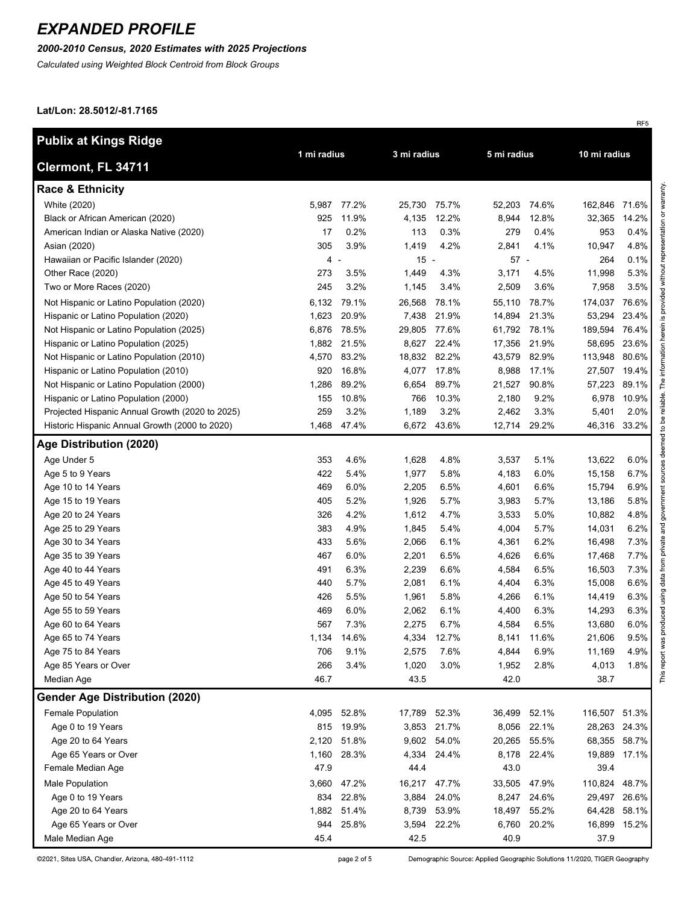# EXPANDED PROFILE

***2000-2010 Census, 2020 Estimates with 2025 Projections***

*Calculated using Weighted Block Centroid from Block Groups*

**Lat/Lon: 28.5012/-81.7165**

RF5

| **Publix at Kings Ridge** **Clermont, FL 34711** | 1 mi radius | | 3 mi radius | | 5 mi radius | | 10 mi radius | |
|---|---|---|---|---|---|---|---|---|
| **Race & Ethnicity** | | | | | | | | |
| White (2020) | 5,987 | 77.2% | 25,730 | 75.7% | 52,203 | 74.6% | 162,846 | 71.6% |
| Black or African American (2020) | 925 | 11.9% | 4,135 | 12.2% | 8,944 | 12.8% | 32,365 | 14.2% |
| American Indian or Alaska Native (2020) | 17 | 0.2% | 113 | 0.3% | 279 | 0.4% | 953 | 0.4% |
| Asian (2020) | 305 | 3.9% | 1,419 | 4.2% | 2,841 | 4.1% | 10,947 | 4.8% |
| Hawaiian or Pacific Islander (2020) | 4 | - | 15 | - | 57 | - | 264 | 0.1% |
| Other Race (2020) | 273 | 3.5% | 1,449 | 4.3% | 3,171 | 4.5% | 11,998 | 5.3% |
| Two or More Races (2020) | 245 | 3.2% | 1,145 | 3.4% | 2,509 | 3.6% | 7,958 | 3.5% |
| Not Hispanic or Latino Population (2020) | 6,132 | 79.1% | 26,568 | 78.1% | 55,110 | 78.7% | 174,037 | 76.6% |
| Hispanic or Latino Population (2020) | 1,623 | 20.9% | 7,438 | 21.9% | 14,894 | 21.3% | 53,294 | 23.4% |
| Not Hispanic or Latino Population (2025) | 6,876 | 78.5% | 29,805 | 77.6% | 61,792 | 78.1% | 189,594 | 76.4% |
| Hispanic or Latino Population (2025) | 1,882 | 21.5% | 8,627 | 22.4% | 17,356 | 21.9% | 58,695 | 23.6% |
| Not Hispanic or Latino Population (2010) | 4,570 | 83.2% | 18,832 | 82.2% | 43,579 | 82.9% | 113,948 | 80.6% |
| Hispanic or Latino Population (2010) | 920 | 16.8% | 4,077 | 17.8% | 8,988 | 17.1% | 27,507 | 19.4% |
| Not Hispanic or Latino Population (2000) | 1,286 | 89.2% | 6,654 | 89.7% | 21,527 | 90.8% | 57,223 | 89.1% |
| Hispanic or Latino Population (2000) | 155 | 10.8% | 766 | 10.3% | 2,180 | 9.2% | 6,978 | 10.9% |
| Projected Hispanic Annual Growth (2020 to 2025) | 259 | 3.2% | 1,189 | 3.2% | 2,462 | 3.3% | 5,401 | 2.0% |
| Historic Hispanic Annual Growth (2000 to 2020) | 1,468 | 47.4% | 6,672 | 43.6% | 12,714 | 29.2% | 46,316 | 33.2% |
| **Age Distribution (2020)** | | | | | | | | |
| Age Under 5 | 353 | 4.6% | 1,628 | 4.8% | 3,537 | 5.1% | 13,622 | 6.0% |
| Age 5 to 9 Years | 422 | 5.4% | 1,977 | 5.8% | 4,183 | 6.0% | 15,158 | 6.7% |
| Age 10 to 14 Years | 469 | 6.0% | 2,205 | 6.5% | 4,601 | 6.6% | 15,794 | 6.9% |
| Age 15 to 19 Years | 405 | 5.2% | 1,926 | 5.7% | 3,983 | 5.7% | 13,186 | 5.8% |
| Age 20 to 24 Years | 326 | 4.2% | 1,612 | 4.7% | 3,533 | 5.0% | 10,882 | 4.8% |
| Age 25 to 29 Years | 383 | 4.9% | 1,845 | 5.4% | 4,004 | 5.7% | 14,031 | 6.2% |
| Age 30 to 34 Years | 433 | 5.6% | 2,066 | 6.1% | 4,361 | 6.2% | 16,498 | 7.3% |
| Age 35 to 39 Years | 467 | 6.0% | 2,201 | 6.5% | 4,626 | 6.6% | 17,468 | 7.7% |
| Age 40 to 44 Years | 491 | 6.3% | 2,239 | 6.6% | 4,584 | 6.5% | 16,503 | 7.3% |
| Age 45 to 49 Years | 440 | 5.7% | 2,081 | 6.1% | 4,404 | 6.3% | 15,008 | 6.6% |
| Age 50 to 54 Years | 426 | 5.5% | 1,961 | 5.8% | 4,266 | 6.1% | 14,419 | 6.3% |
| Age 55 to 59 Years | 469 | 6.0% | 2,062 | 6.1% | 4,400 | 6.3% | 14,293 | 6.3% |
| Age 60 to 64 Years | 567 | 7.3% | 2,275 | 6.7% | 4,584 | 6.5% | 13,680 | 6.0% |
| Age 65 to 74 Years | 1,134 | 14.6% | 4,334 | 12.7% | 8,141 | 11.6% | 21,606 | 9.5% |
| Age 75 to 84 Years | 706 | 9.1% | 2,575 | 7.6% | 4,844 | 6.9% | 11,169 | 4.9% |
| Age 85 Years or Over | 266 | 3.4% | 1,020 | 3.0% | 1,952 | 2.8% | 4,013 | 1.8% |
| Median Age | 46.7 | | 43.5 | | 42.0 | | 38.7 | |
| **Gender Age Distribution (2020)** | | | | | | | | |
| Female Population | 4,095 | 52.8% | 17,789 | 52.3% | 36,499 | 52.1% | 116,507 | 51.3% |
| Age 0 to 19 Years | 815 | 19.9% | 3,853 | 21.7% | 8,056 | 22.1% | 28,263 | 24.3% |
| Age 20 to 64 Years | 2,120 | 51.8% | 9,602 | 54.0% | 20,265 | 55.5% | 68,355 | 58.7% |
| Age 65 Years or Over | 1,160 | 28.3% | 4,334 | 24.4% | 8,178 | 22.4% | 19,889 | 17.1% |
| Female Median Age | 47.9 | | 44.4 | | 43.0 | | 39.4 | |
| Male Population | 3,660 | 47.2% | 16,217 | 47.7% | 33,505 | 47.9% | 110,824 | 48.7% |
| Age 0 to 19 Years | 834 | 22.8% | 3,884 | 24.0% | 8,247 | 24.6% | 29,497 | 26.6% |
| Age 20 to 64 Years | 1,882 | 51.4% | 8,739 | 53.9% | 18,497 | 55.2% | 64,428 | 58.1% |
| Age 65 Years or Over | 944 | 25.8% | 3,594 | 22.2% | 6,760 | 20.2% | 16,899 | 15.2% |
| Male Median Age | 45.4 | | 42.5 | | 40.9 | | 37.9 | |

This report was produced using data from private and government sources deemed to be reliable. The information herein is provided without representation or warranty.

©2021, Sites USA, Chandler, Arizona, 480-491-1112

Demographic Source: Applied Geographic Solutions 11/2020, TIGER Geography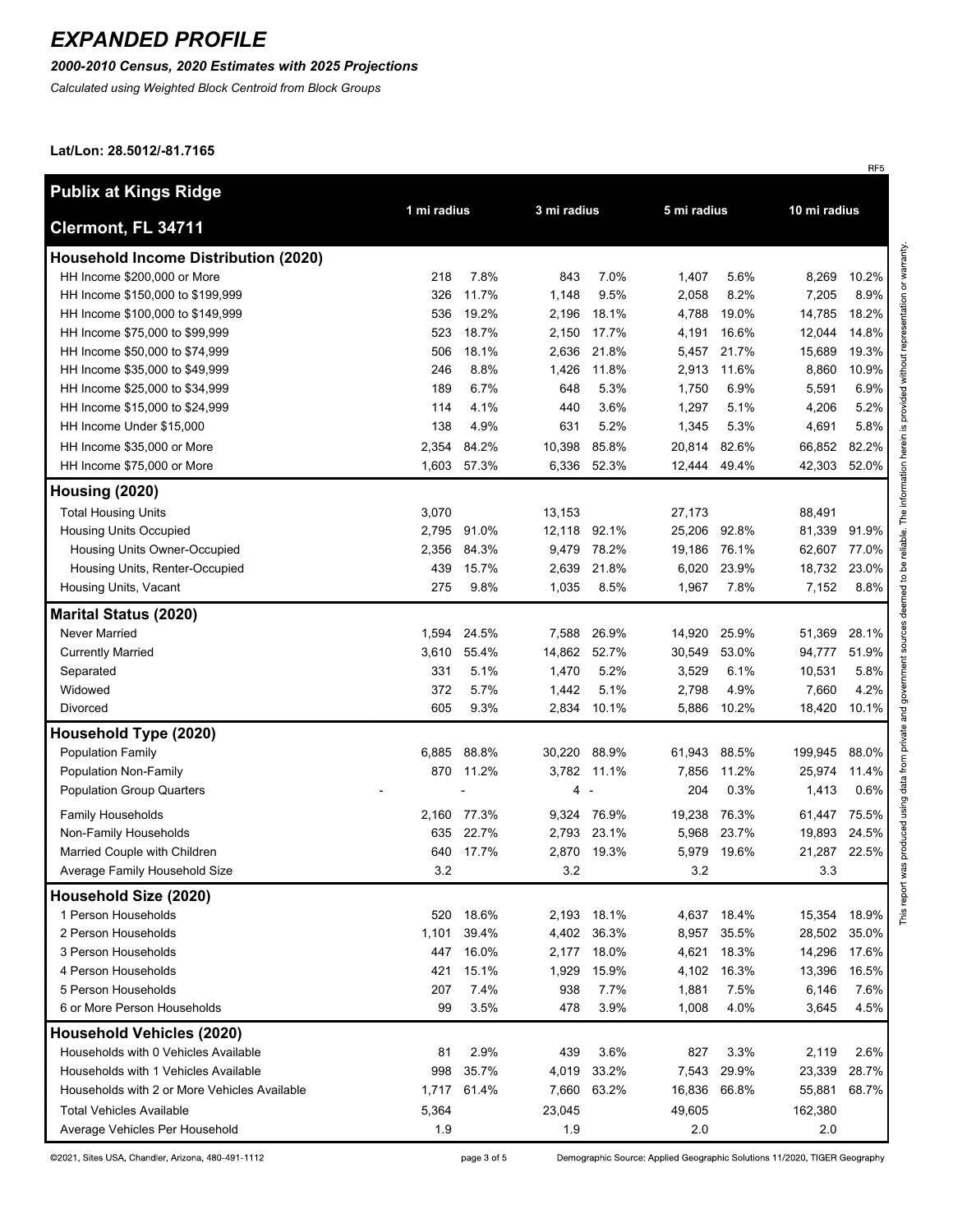# EXPANDED PROFILE

***2000-2010 Census, 2020 Estimates with 2025 Projections***

*Calculated using Weighted Block Centroid from Block Groups*

**Lat/Lon: 28.5012/-81.7165**

RF5

| Publix at Kings Ridge<br>Clermont, FL 34711 | 1 mi radius | | 3 mi radius | | 5 mi radius | | 10 mi radius | |
|---|---|---|---|---|---|---|---|---|
| **Household Income Distribution (2020)** | | | | | | | | |
| HH Income $200,000 or More | 218 | 7.8% | 843 | 7.0% | 1,407 | 5.6% | 8,269 | 10.2% |
| HH Income $150,000 to $199,999 | 326 | 11.7% | 1,148 | 9.5% | 2,058 | 8.2% | 7,205 | 8.9% |
| HH Income $100,000 to $149,999 | 536 | 19.2% | 2,196 | 18.1% | 4,788 | 19.0% | 14,785 | 18.2% |
| HH Income $75,000 to $99,999 | 523 | 18.7% | 2,150 | 17.7% | 4,191 | 16.6% | 12,044 | 14.8% |
| HH Income $50,000 to $74,999 | 506 | 18.1% | 2,636 | 21.8% | 5,457 | 21.7% | 15,689 | 19.3% |
| HH Income $35,000 to $49,999 | 246 | 8.8% | 1,426 | 11.8% | 2,913 | 11.6% | 8,860 | 10.9% |
| HH Income $25,000 to $34,999 | 189 | 6.7% | 648 | 5.3% | 1,750 | 6.9% | 5,591 | 6.9% |
| HH Income $15,000 to $24,999 | 114 | 4.1% | 440 | 3.6% | 1,297 | 5.1% | 4,206 | 5.2% |
| HH Income Under $15,000 | 138 | 4.9% | 631 | 5.2% | 1,345 | 5.3% | 4,691 | 5.8% |
| HH Income $35,000 or More | 2,354 | 84.2% | 10,398 | 85.8% | 20,814 | 82.6% | 66,852 | 82.2% |
| HH Income $75,000 or More | 1,603 | 57.3% | 6,336 | 52.3% | 12,444 | 49.4% | 42,303 | 52.0% |
| **Housing (2020)** | | | | | | | | |
| Total Housing Units | 3,070 | | 13,153 | | 27,173 | | 88,491 | |
| Housing Units Occupied | 2,795 | 91.0% | 12,118 | 92.1% | 25,206 | 92.8% | 81,339 | 91.9% |
| Housing Units Owner-Occupied | 2,356 | 84.3% | 9,479 | 78.2% | 19,186 | 76.1% | 62,607 | 77.0% |
| Housing Units, Renter-Occupied | 439 | 15.7% | 2,639 | 21.8% | 6,020 | 23.9% | 18,732 | 23.0% |
| Housing Units, Vacant | 275 | 9.8% | 1,035 | 8.5% | 1,967 | 7.8% | 7,152 | 8.8% |
| **Marital Status (2020)** | | | | | | | | |
| Never Married | 1,594 | 24.5% | 7,588 | 26.9% | 14,920 | 25.9% | 51,369 | 28.1% |
| Currently Married | 3,610 | 55.4% | 14,862 | 52.7% | 30,549 | 53.0% | 94,777 | 51.9% |
| Separated | 331 | 5.1% | 1,470 | 5.2% | 3,529 | 6.1% | 10,531 | 5.8% |
| Widowed | 372 | 5.7% | 1,442 | 5.1% | 2,798 | 4.9% | 7,660 | 4.2% |
| Divorced | 605 | 9.3% | 2,834 | 10.1% | 5,886 | 10.2% | 18,420 | 10.1% |
| **Household Type (2020)** | | | | | | | | |
| Population Family | 6,885 | 88.8% | 30,220 | 88.9% | 61,943 | 88.5% | 199,945 | 88.0% |
| Population Non-Family | 870 | 11.2% | 3,782 | 11.1% | 7,856 | 11.2% | 25,974 | 11.4% |
| Population Group Quarters | - | - | 4 | - | 204 | 0.3% | 1,413 | 0.6% |
| Family Households | 2,160 | 77.3% | 9,324 | 76.9% | 19,238 | 76.3% | 61,447 | 75.5% |
| Non-Family Households | 635 | 22.7% | 2,793 | 23.1% | 5,968 | 23.7% | 19,893 | 24.5% |
| Married Couple with Children | 640 | 17.7% | 2,870 | 19.3% | 5,979 | 19.6% | 21,287 | 22.5% |
| Average Family Household Size | 3.2 | | 3.2 | | 3.2 | | 3.3 | |
| **Household Size (2020)** | | | | | | | | |
| 1 Person Households | 520 | 18.6% | 2,193 | 18.1% | 4,637 | 18.4% | 15,354 | 18.9% |
| 2 Person Households | 1,101 | 39.4% | 4,402 | 36.3% | 8,957 | 35.5% | 28,502 | 35.0% |
| 3 Person Households | 447 | 16.0% | 2,177 | 18.0% | 4,621 | 18.3% | 14,296 | 17.6% |
| 4 Person Households | 421 | 15.1% | 1,929 | 15.9% | 4,102 | 16.3% | 13,396 | 16.5% |
| 5 Person Households | 207 | 7.4% | 938 | 7.7% | 1,881 | 7.5% | 6,146 | 7.6% |
| 6 or More Person Households | 99 | 3.5% | 478 | 3.9% | 1,008 | 4.0% | 3,645 | 4.5% |
| **Household Vehicles (2020)** | | | | | | | | |
| Households with 0 Vehicles Available | 81 | 2.9% | 439 | 3.6% | 827 | 3.3% | 2,119 | 2.6% |
| Households with 1 Vehicles Available | 998 | 35.7% | 4,019 | 33.2% | 7,543 | 29.9% | 23,339 | 28.7% |
| Households with 2 or More Vehicles Available | 1,717 | 61.4% | 7,660 | 63.2% | 16,836 | 66.8% | 55,881 | 68.7% |
| Total Vehicles Available | 5,364 | | 23,045 | | 49,605 | | 162,380 | |
| Average Vehicles Per Household | 1.9 | | 1.9 | | 2.0 | | 2.0 | |

This report was produced using data from private and government sources deemed to be reliable. The information herein is provided without representation or warranty.

©2021, Sites USA, Chandler, Arizona, 480-491-1112

Demographic Source: Applied Geographic Solutions 11/2020, TIGER Geography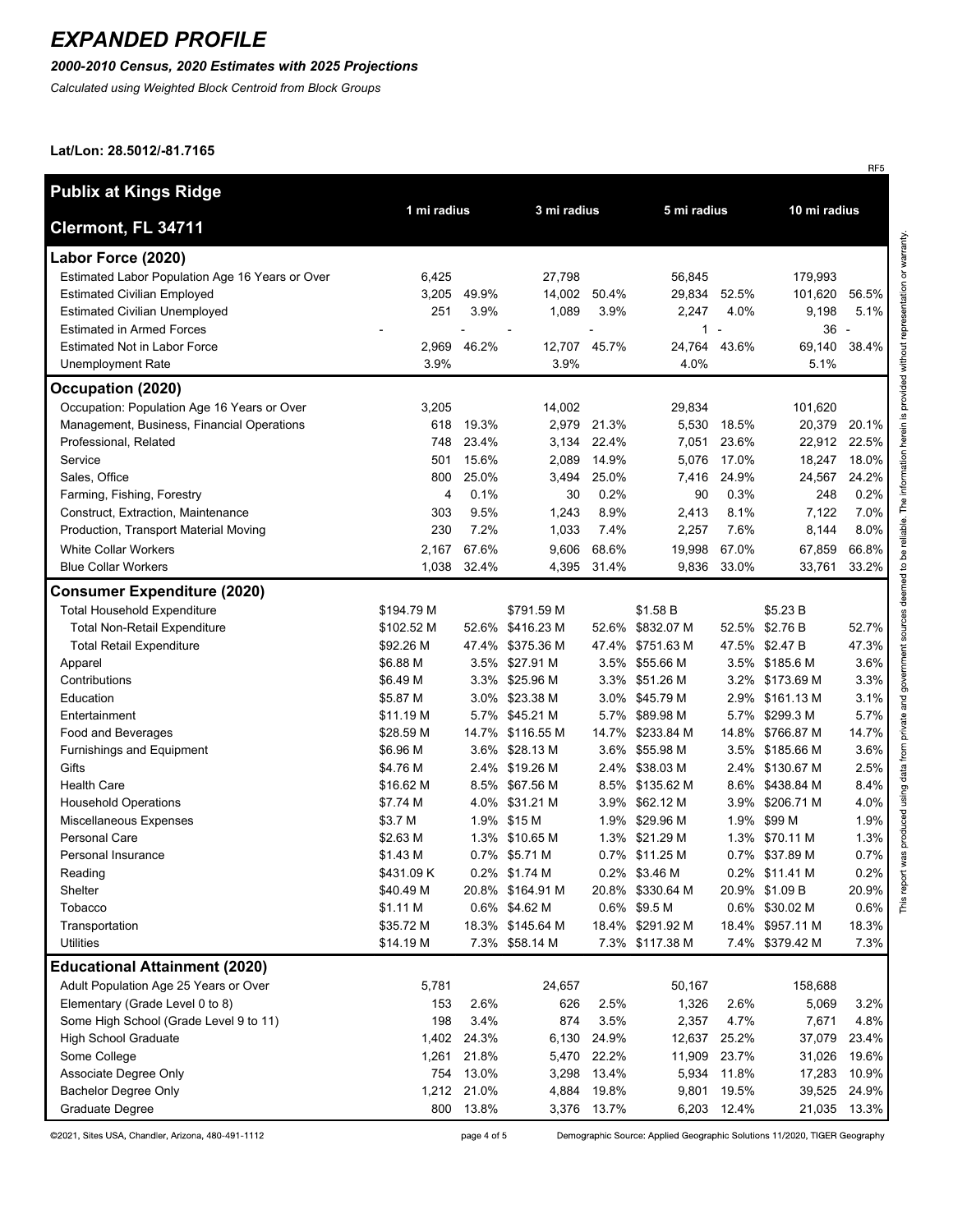# EXPANDED PROFILE

***2000-2010 Census, 2020 Estimates with 2025 Projections***

*Calculated using Weighted Block Centroid from Block Groups*

**Lat/Lon: 28.5012/-81.7165**

RF5

| **Publix at Kings Ridge<br>Clermont, FL 34711** | 1 mi radius | | 3 mi radius | | 5 mi radius | | 10 mi radius | |
|---|---|---|---|---|---|---|---|---|
| **Labor Force (2020)** | | | | | | | | |
| Estimated Labor Population Age 16 Years or Over | 6,425 | | 27,798 | | 56,845 | | 179,993 | |
| Estimated Civilian Employed | 3,205 | 49.9% | 14,002 | 50.4% | 29,834 | 52.5% | 101,620 | 56.5% |
| Estimated Civilian Unemployed | 251 | 3.9% | 1,089 | 3.9% | 2,247 | 4.0% | 9,198 | 5.1% |
| Estimated in Armed Forces | - | - | - | - | 1 | - | 36 | - |
| Estimated Not in Labor Force | 2,969 | 46.2% | 12,707 | 45.7% | 24,764 | 43.6% | 69,140 | 38.4% |
| Unemployment Rate | 3.9% | | 3.9% | | 4.0% | | 5.1% | |
| **Occupation (2020)** | | | | | | | | |
| Occupation: Population Age 16 Years or Over | 3,205 | | 14,002 | | 29,834 | | 101,620 | |
| Management, Business, Financial Operations | 618 | 19.3% | 2,979 | 21.3% | 5,530 | 18.5% | 20,379 | 20.1% |
| Professional, Related | 748 | 23.4% | 3,134 | 22.4% | 7,051 | 23.6% | 22,912 | 22.5% |
| Service | 501 | 15.6% | 2,089 | 14.9% | 5,076 | 17.0% | 18,247 | 18.0% |
| Sales, Office | 800 | 25.0% | 3,494 | 25.0% | 7,416 | 24.9% | 24,567 | 24.2% |
| Farming, Fishing, Forestry | 4 | 0.1% | 30 | 0.2% | 90 | 0.3% | 248 | 0.2% |
| Construct, Extraction, Maintenance | 303 | 9.5% | 1,243 | 8.9% | 2,413 | 8.1% | 7,122 | 7.0% |
| Production, Transport Material Moving | 230 | 7.2% | 1,033 | 7.4% | 2,257 | 7.6% | 8,144 | 8.0% |
| White Collar Workers | 2,167 | 67.6% | 9,606 | 68.6% | 19,998 | 67.0% | 67,859 | 66.8% |
| Blue Collar Workers | 1,038 | 32.4% | 4,395 | 31.4% | 9,836 | 33.0% | 33,761 | 33.2% |
| **Consumer Expenditure (2020)** | | | | | | | | |
| Total Household Expenditure | $194.79 M | | $791.59 M | | $1.58 B | | $5.23 B | |
| Total Non-Retail Expenditure | $102.52 M | 52.6% | $416.23 M | 52.6% | $832.07 M | 52.5% | $2.76 B | 52.7% |
| Total Retail Expenditure | $92.26 M | 47.4% | $375.36 M | 47.4% | $751.63 M | 47.5% | $2.47 B | 47.3% |
| Apparel | $6.88 M | 3.5% | $27.91 M | 3.5% | $55.66 M | 3.5% | $185.6 M | 3.6% |
| Contributions | $6.49 M | 3.3% | $25.96 M | 3.3% | $51.26 M | 3.2% | $173.69 M | 3.3% |
| Education | $5.87 M | 3.0% | $23.38 M | 3.0% | $45.79 M | 2.9% | $161.13 M | 3.1% |
| Entertainment | $11.19 M | 5.7% | $45.21 M | 5.7% | $89.98 M | 5.7% | $299.3 M | 5.7% |
| Food and Beverages | $28.59 M | 14.7% | $116.55 M | 14.7% | $233.84 M | 14.8% | $766.87 M | 14.7% |
| Furnishings and Equipment | $6.96 M | 3.6% | $28.13 M | 3.6% | $55.98 M | 3.5% | $185.66 M | 3.6% |
| Gifts | $4.76 M | 2.4% | $19.26 M | 2.4% | $38.03 M | 2.4% | $130.67 M | 2.5% |
| Health Care | $16.62 M | 8.5% | $67.56 M | 8.5% | $135.62 M | 8.6% | $438.84 M | 8.4% |
| Household Operations | $7.74 M | 4.0% | $31.21 M | 3.9% | $62.12 M | 3.9% | $206.71 M | 4.0% |
| Miscellaneous Expenses | $3.7 M | 1.9% | $15 M | 1.9% | $29.96 M | 1.9% | $99 M | 1.9% |
| Personal Care | $2.63 M | 1.3% | $10.65 M | 1.3% | $21.29 M | 1.3% | $70.11 M | 1.3% |
| Personal Insurance | $1.43 M | 0.7% | $5.71 M | 0.7% | $11.25 M | 0.7% | $37.89 M | 0.7% |
| Reading | $431.09 K | 0.2% | $1.74 M | 0.2% | $3.46 M | 0.2% | $11.41 M | 0.2% |
| Shelter | $40.49 M | 20.8% | $164.91 M | 20.8% | $330.64 M | 20.9% | $1.09 B | 20.9% |
| Tobacco | $1.11 M | 0.6% | $4.62 M | 0.6% | $9.5 M | 0.6% | $30.02 M | 0.6% |
| Transportation | $35.72 M | 18.3% | $145.64 M | 18.4% | $291.92 M | 18.4% | $957.11 M | 18.3% |
| Utilities | $14.19 M | 7.3% | $58.14 M | 7.3% | $117.38 M | 7.4% | $379.42 M | 7.3% |
| **Educational Attainment (2020)** | | | | | | | | |
| Adult Population Age 25 Years or Over | 5,781 | | 24,657 | | 50,167 | | 158,688 | |
| Elementary (Grade Level 0 to 8) | 153 | 2.6% | 626 | 2.5% | 1,326 | 2.6% | 5,069 | 3.2% |
| Some High School (Grade Level 9 to 11) | 198 | 3.4% | 874 | 3.5% | 2,357 | 4.7% | 7,671 | 4.8% |
| High School Graduate | 1,402 | 24.3% | 6,130 | 24.9% | 12,637 | 25.2% | 37,079 | 23.4% |
| Some College | 1,261 | 21.8% | 5,470 | 22.2% | 11,909 | 23.7% | 31,026 | 19.6% |
| Associate Degree Only | 754 | 13.0% | 3,298 | 13.4% | 5,934 | 11.8% | 17,283 | 10.9% |
| Bachelor Degree Only | 1,212 | 21.0% | 4,884 | 19.8% | 9,801 | 19.5% | 39,525 | 24.9% |
| Graduate Degree | 800 | 13.8% | 3,376 | 13.7% | 6,203 | 12.4% | 21,035 | 13.3% |

This report was produced using data from private and government sources deemed to be reliable. The information herein is provided without representation or warranty.

©2021, Sites USA, Chandler, Arizona, 480-491-1112

Demographic Source: Applied Geographic Solutions 11/2020, TIGER Geography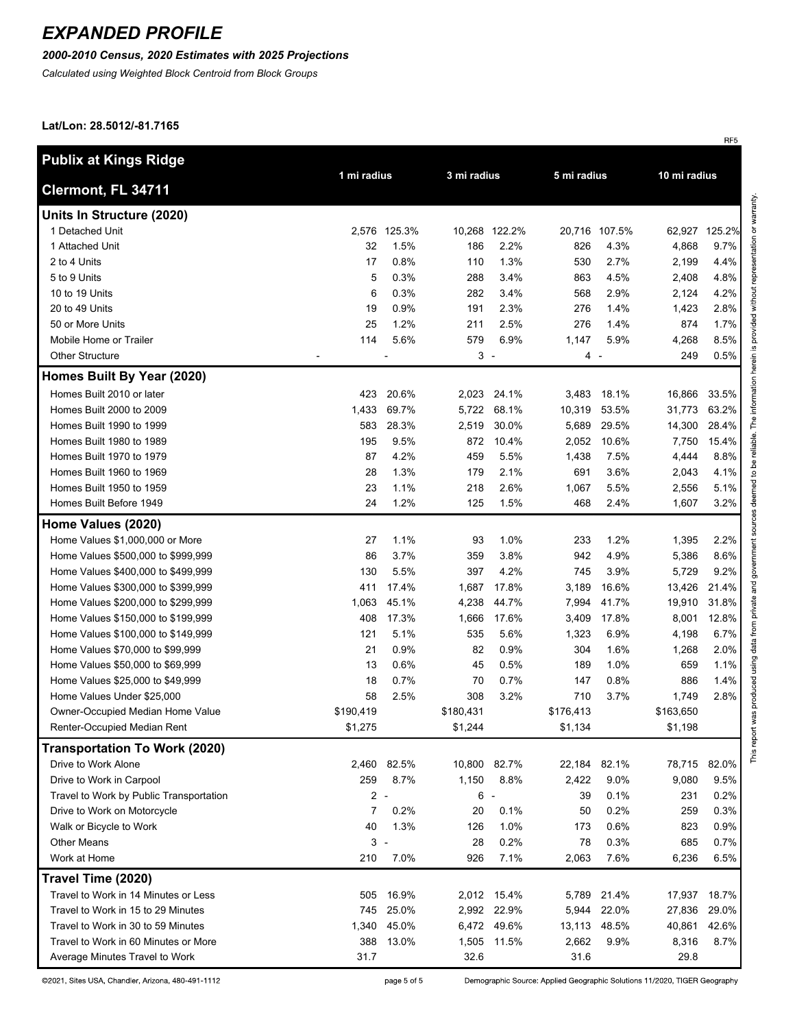# *EXPANDED PROFILE*

***2000-2010 Census, 2020 Estimates with 2025 Projections***

*Calculated using Weighted Block Centroid from Block Groups*

**Lat/Lon: 28.5012/-81.7165**

RF5

| **Publix at Kings Ridge** / **Clermont, FL 34711** | 1 mi radius | | 3 mi radius | | 5 mi radius | | 10 mi radius | |
|---|---|---|---|---|---|---|---|---|
| **Units In Structure (2020)** | | | | | | | | |
| 1 Detached Unit | 2,576 | 125.3% | 10,268 | 122.2% | 20,716 | 107.5% | 62,927 | 125.2% |
| 1 Attached Unit | 32 | 1.5% | 186 | 2.2% | 826 | 4.3% | 4,868 | 9.7% |
| 2 to 4 Units | 17 | 0.8% | 110 | 1.3% | 530 | 2.7% | 2,199 | 4.4% |
| 5 to 9 Units | 5 | 0.3% | 288 | 3.4% | 863 | 4.5% | 2,408 | 4.8% |
| 10 to 19 Units | 6 | 0.3% | 282 | 3.4% | 568 | 2.9% | 2,124 | 4.2% |
| 20 to 49 Units | 19 | 0.9% | 191 | 2.3% | 276 | 1.4% | 1,423 | 2.8% |
| 50 or More Units | 25 | 1.2% | 211 | 2.5% | 276 | 1.4% | 874 | 1.7% |
| Mobile Home or Trailer | 114 | 5.6% | 579 | 6.9% | 1,147 | 5.9% | 4,268 | 8.5% |
| Other Structure | - | - | 3 | - | 4 | - | 249 | 0.5% |
| **Homes Built By Year (2020)** | | | | | | | | |
| Homes Built 2010 or later | 423 | 20.6% | 2,023 | 24.1% | 3,483 | 18.1% | 16,866 | 33.5% |
| Homes Built 2000 to 2009 | 1,433 | 69.7% | 5,722 | 68.1% | 10,319 | 53.5% | 31,773 | 63.2% |
| Homes Built 1990 to 1999 | 583 | 28.3% | 2,519 | 30.0% | 5,689 | 29.5% | 14,300 | 28.4% |
| Homes Built 1980 to 1989 | 195 | 9.5% | 872 | 10.4% | 2,052 | 10.6% | 7,750 | 15.4% |
| Homes Built 1970 to 1979 | 87 | 4.2% | 459 | 5.5% | 1,438 | 7.5% | 4,444 | 8.8% |
| Homes Built 1960 to 1969 | 28 | 1.3% | 179 | 2.1% | 691 | 3.6% | 2,043 | 4.1% |
| Homes Built 1950 to 1959 | 23 | 1.1% | 218 | 2.6% | 1,067 | 5.5% | 2,556 | 5.1% |
| Homes Built Before 1949 | 24 | 1.2% | 125 | 1.5% | 468 | 2.4% | 1,607 | 3.2% |
| **Home Values (2020)** | | | | | | | | |
| Home Values $1,000,000 or More | 27 | 1.1% | 93 | 1.0% | 233 | 1.2% | 1,395 | 2.2% |
| Home Values $500,000 to $999,999 | 86 | 3.7% | 359 | 3.8% | 942 | 4.9% | 5,386 | 8.6% |
| Home Values $400,000 to $499,999 | 130 | 5.5% | 397 | 4.2% | 745 | 3.9% | 5,729 | 9.2% |
| Home Values $300,000 to $399,999 | 411 | 17.4% | 1,687 | 17.8% | 3,189 | 16.6% | 13,426 | 21.4% |
| Home Values $200,000 to $299,999 | 1,063 | 45.1% | 4,238 | 44.7% | 7,994 | 41.7% | 19,910 | 31.8% |
| Home Values $150,000 to $199,999 | 408 | 17.3% | 1,666 | 17.6% | 3,409 | 17.8% | 8,001 | 12.8% |
| Home Values $100,000 to $149,999 | 121 | 5.1% | 535 | 5.6% | 1,323 | 6.9% | 4,198 | 6.7% |
| Home Values $70,000 to $99,999 | 21 | 0.9% | 82 | 0.9% | 304 | 1.6% | 1,268 | 2.0% |
| Home Values $50,000 to $69,999 | 13 | 0.6% | 45 | 0.5% | 189 | 1.0% | 659 | 1.1% |
| Home Values $25,000 to $49,999 | 18 | 0.7% | 70 | 0.7% | 147 | 0.8% | 886 | 1.4% |
| Home Values Under $25,000 | 58 | 2.5% | 308 | 3.2% | 710 | 3.7% | 1,749 | 2.8% |
| Owner-Occupied Median Home Value | $190,419 | | $180,431 | | $176,413 | | $163,650 | |
| Renter-Occupied Median Rent | $1,275 | | $1,244 | | $1,134 | | $1,198 | |
| **Transportation To Work (2020)** | | | | | | | | |
| Drive to Work Alone | 2,460 | 82.5% | 10,800 | 82.7% | 22,184 | 82.1% | 78,715 | 82.0% |
| Drive to Work in Carpool | 259 | 8.7% | 1,150 | 8.8% | 2,422 | 9.0% | 9,080 | 9.5% |
| Travel to Work by Public Transportation | 2 | - | 6 | - | 39 | 0.1% | 231 | 0.2% |
| Drive to Work on Motorcycle | 7 | 0.2% | 20 | 0.1% | 50 | 0.2% | 259 | 0.3% |
| Walk or Bicycle to Work | 40 | 1.3% | 126 | 1.0% | 173 | 0.6% | 823 | 0.9% |
| Other Means | 3 | - | 28 | 0.2% | 78 | 0.3% | 685 | 0.7% |
| Work at Home | 210 | 7.0% | 926 | 7.1% | 2,063 | 7.6% | 6,236 | 6.5% |
| **Travel Time (2020)** | | | | | | | | |
| Travel to Work in 14 Minutes or Less | 505 | 16.9% | 2,012 | 15.4% | 5,789 | 21.4% | 17,937 | 18.7% |
| Travel to Work in 15 to 29 Minutes | 745 | 25.0% | 2,992 | 22.9% | 5,944 | 22.0% | 27,836 | 29.0% |
| Travel to Work in 30 to 59 Minutes | 1,340 | 45.0% | 6,472 | 49.6% | 13,113 | 48.5% | 40,861 | 42.6% |
| Travel to Work in 60 Minutes or More | 388 | 13.0% | 1,505 | 11.5% | 2,662 | 9.9% | 8,316 | 8.7% |
| Average Minutes Travel to Work | 31.7 | | 32.6 | | 31.6 | | 29.8 | |

This report was produced using data from private and government sources deemed to be reliable. The information herein is provided without representation or warranty.

©2021, Sites USA, Chandler, Arizona, 480-491-1112

Demographic Source: Applied Geographic Solutions 11/2020, TIGER Geography